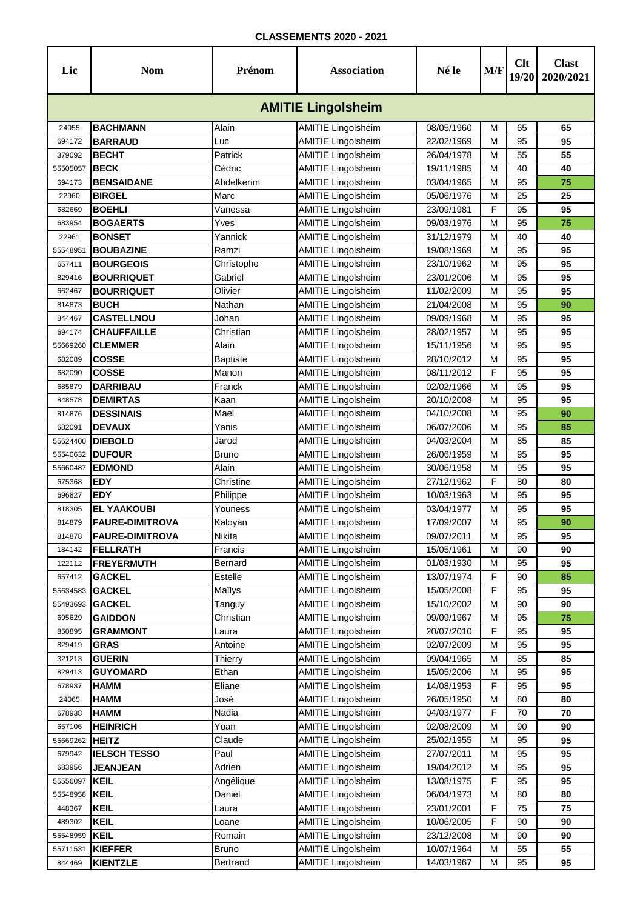**CLASSEMENTS 2020 - 2021**

| Lic | Nom | Prénom | Association | Né le | M/F | Clt 19/20 | Clast 2020/2021 |
|---|---|---|---|---|---|---|---|
| **AMITIE Lingolsheim** | | | | | | | |
| 24055 | **BACHMANN** | Alain | AMITIE Lingolsheim | 08/05/1960 | M | 65 | **65** |
| 694172 | **BARRAUD** | Luc | AMITIE Lingolsheim | 22/02/1969 | M | 95 | **95** |
| 379092 | **BECHT** | Patrick | AMITIE Lingolsheim | 26/04/1978 | M | 55 | **55** |
| 55505057 | **BECK** | Cédric | AMITIE Lingolsheim | 19/11/1985 | M | 40 | **40** |
| 694173 | **BENSAIDANE** | Abdelkerim | AMITIE Lingolsheim | 03/04/1965 | M | 95 | **75** |
| 22960 | **BIRGEL** | Marc | AMITIE Lingolsheim | 05/06/1976 | M | 25 | **25** |
| 682669 | **BOEHLI** | Vanessa | AMITIE Lingolsheim | 23/09/1981 | F | 95 | **95** |
| 683954 | **BOGAERTS** | Yves | AMITIE Lingolsheim | 09/03/1976 | M | 95 | **75** |
| 22961 | **BONSET** | Yannick | AMITIE Lingolsheim | 31/12/1979 | M | 40 | **40** |
| 55548951 | **BOUBAZINE** | Ramzi | AMITIE Lingolsheim | 19/08/1969 | M | 95 | **95** |
| 657411 | **BOURGEOIS** | Christophe | AMITIE Lingolsheim | 23/10/1962 | M | 95 | **95** |
| 829416 | **BOURRIQUET** | Gabriel | AMITIE Lingolsheim | 23/01/2006 | M | 95 | **95** |
| 662467 | **BOURRIQUET** | Olivier | AMITIE Lingolsheim | 11/02/2009 | M | 95 | **95** |
| 814873 | **BUCH** | Nathan | AMITIE Lingolsheim | 21/04/2008 | M | 95 | **90** |
| 844467 | **CASTELLNOU** | Johan | AMITIE Lingolsheim | 09/09/1968 | M | 95 | **95** |
| 694174 | **CHAUFFAILLE** | Christian | AMITIE Lingolsheim | 28/02/1957 | M | 95 | **95** |
| 55669260 | **CLEMMER** | Alain | AMITIE Lingolsheim | 15/11/1956 | M | 95 | **95** |
| 682089 | **COSSE** | Baptiste | AMITIE Lingolsheim | 28/10/2012 | M | 95 | **95** |
| 682090 | **COSSE** | Manon | AMITIE Lingolsheim | 08/11/2012 | F | 95 | **95** |
| 685879 | **DARRIBAU** | Franck | AMITIE Lingolsheim | 02/02/1966 | M | 95 | **95** |
| 848578 | **DEMIRTAS** | Kaan | AMITIE Lingolsheim | 20/10/2008 | M | 95 | **95** |
| 814876 | **DESSINAIS** | Mael | AMITIE Lingolsheim | 04/10/2008 | M | 95 | **90** |
| 682091 | **DEVAUX** | Yanis | AMITIE Lingolsheim | 06/07/2006 | M | 95 | **85** |
| 55624400 | **DIEBOLD** | Jarod | AMITIE Lingolsheim | 04/03/2004 | M | 85 | **85** |
| 55540632 | **DUFOUR** | Bruno | AMITIE Lingolsheim | 26/06/1959 | M | 95 | **95** |
| 55660487 | **EDMOND** | Alain | AMITIE Lingolsheim | 30/06/1958 | M | 95 | **95** |
| 675368 | **EDY** | Christine | AMITIE Lingolsheim | 27/12/1962 | F | 80 | **80** |
| 696827 | **EDY** | Philippe | AMITIE Lingolsheim | 10/03/1963 | M | 95 | **95** |
| 818305 | **EL YAAKOUBI** | Youness | AMITIE Lingolsheim | 03/04/1977 | M | 95 | **95** |
| 814879 | **FAURE-DIMITROVA** | Kaloyan | AMITIE Lingolsheim | 17/09/2007 | M | 95 | **90** |
| 814878 | **FAURE-DIMITROVA** | Nikita | AMITIE Lingolsheim | 09/07/2011 | M | 95 | **95** |
| 184142 | **FELLRATH** | Francis | AMITIE Lingolsheim | 15/05/1961 | M | 90 | **90** |
| 122112 | **FREYERMUTH** | Bernard | AMITIE Lingolsheim | 01/03/1930 | M | 95 | **95** |
| 657412 | **GACKEL** | Estelle | AMITIE Lingolsheim | 13/07/1974 | F | 90 | **85** |
| 55634583 | **GACKEL** | Maïlys | AMITIE Lingolsheim | 15/05/2008 | F | 95 | **95** |
| 55493693 | **GACKEL** | Tanguy | AMITIE Lingolsheim | 15/10/2002 | M | 90 | **90** |
| 695629 | **GAIDDON** | Christian | AMITIE Lingolsheim | 09/09/1967 | M | 95 | **75** |
| 850895 | **GRAMMONT** | Laura | AMITIE Lingolsheim | 20/07/2010 | F | 95 | **95** |
| 829419 | **GRAS** | Antoine | AMITIE Lingolsheim | 02/07/2009 | M | 95 | **95** |
| 321213 | **GUERIN** | Thierry | AMITIE Lingolsheim | 09/04/1965 | M | 85 | **85** |
| 829413 | **GUYOMARD** | Ethan | AMITIE Lingolsheim | 15/05/2006 | M | 95 | **95** |
| 678937 | **HAMM** | Eliane | AMITIE Lingolsheim | 14/08/1953 | F | 95 | **95** |
| 24065 | **HAMM** | José | AMITIE Lingolsheim | 26/05/1950 | M | 80 | **80** |
| 678938 | **HAMM** | Nadia | AMITIE Lingolsheim | 04/03/1977 | F | 70 | **70** |
| 657106 | **HEINRICH** | Yoan | AMITIE Lingolsheim | 02/08/2009 | M | 90 | **90** |
| 55669262 | **HEITZ** | Claude | AMITIE Lingolsheim | 25/02/1955 | M | 95 | **95** |
| 679942 | **IELSCH TESSO** | Paul | AMITIE Lingolsheim | 27/07/2011 | M | 95 | **95** |
| 683956 | **JEANJEAN** | Adrien | AMITIE Lingolsheim | 19/04/2012 | M | 95 | **95** |
| 55556097 | **KEIL** | Angélique | AMITIE Lingolsheim | 13/08/1975 | F | 95 | **95** |
| 55548958 | **KEIL** | Daniel | AMITIE Lingolsheim | 06/04/1973 | M | 80 | **80** |
| 448367 | **KEIL** | Laura | AMITIE Lingolsheim | 23/01/2001 | F | 75 | **75** |
| 489302 | **KEIL** | Loane | AMITIE Lingolsheim | 10/06/2005 | F | 90 | **90** |
| 55548959 | **KEIL** | Romain | AMITIE Lingolsheim | 23/12/2008 | M | 90 | **90** |
| 55711531 | **KIEFFER** | Bruno | AMITIE Lingolsheim | 10/07/1964 | M | 55 | **55** |
| 844469 | **KIENTZLE** | Bertrand | AMITIE Lingolsheim | 14/03/1967 | M | 95 | **95** |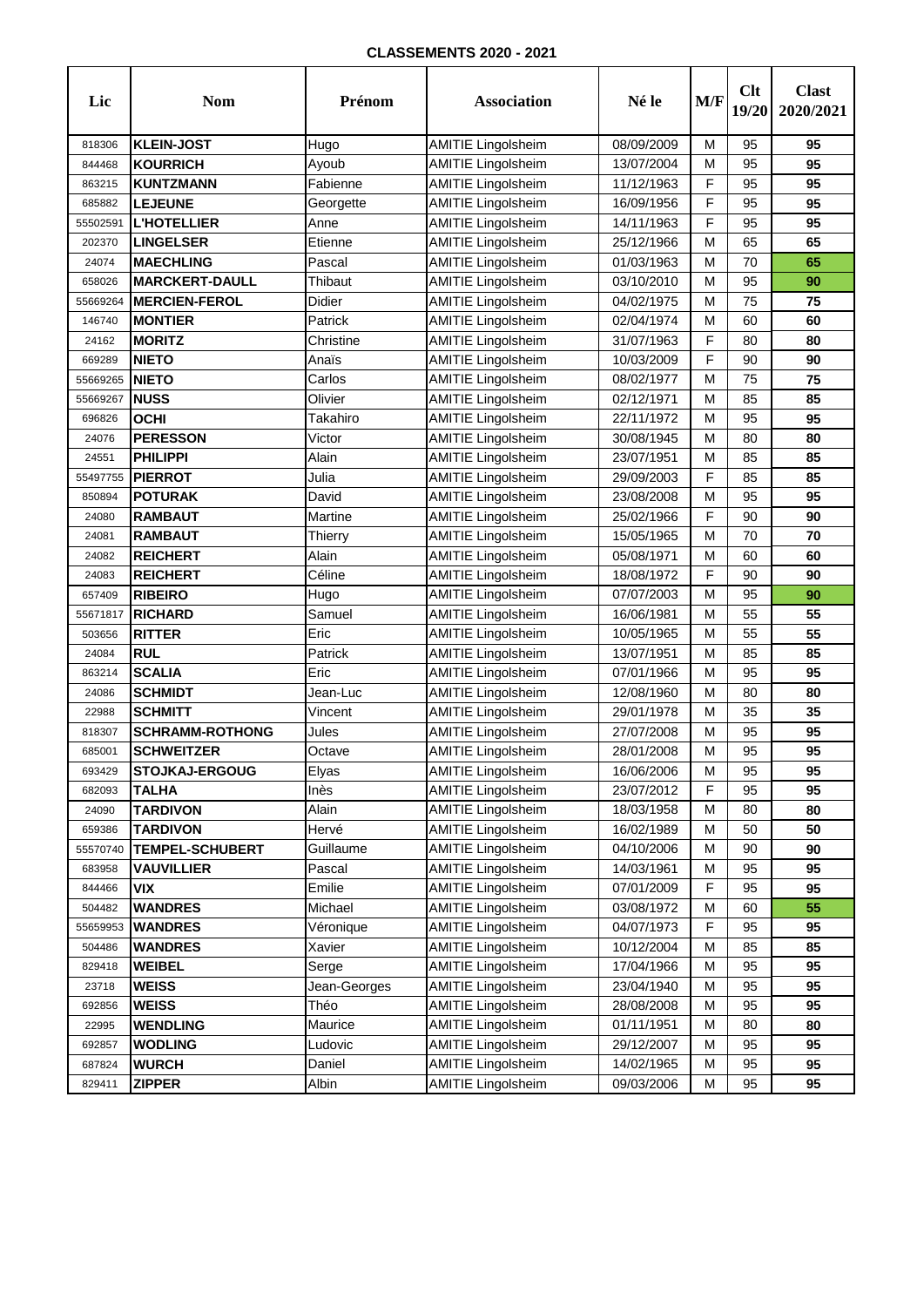**CLASSEMENTS 2020 - 2021**

| Lic | Nom | Prénom | Association | Né le | M/F | Clt 19/20 | Clast 2020/2021 |
|---|---|---|---|---|---|---|---|
| 818306 | **KLEIN-JOST** | Hugo | AMITIE Lingolsheim | 08/09/2009 | M | 95 | **95** |
| 844468 | **KOURRICH** | Ayoub | AMITIE Lingolsheim | 13/07/2004 | M | 95 | **95** |
| 863215 | **KUNTZMANN** | Fabienne | AMITIE Lingolsheim | 11/12/1963 | F | 95 | **95** |
| 685882 | **LEJEUNE** | Georgette | AMITIE Lingolsheim | 16/09/1956 | F | 95 | **95** |
| 55502591 | **L'HOTELLIER** | Anne | AMITIE Lingolsheim | 14/11/1963 | F | 95 | **95** |
| 202370 | **LINGELSER** | Etienne | AMITIE Lingolsheim | 25/12/1966 | M | 65 | **65** |
| 24074 | **MAECHLING** | Pascal | AMITIE Lingolsheim | 01/03/1963 | M | 70 | **65** |
| 658026 | **MARCKERT-DAULL** | Thibaut | AMITIE Lingolsheim | 03/10/2010 | M | 95 | **90** |
| 55669264 | **MERCIEN-FEROL** | Didier | AMITIE Lingolsheim | 04/02/1975 | M | 75 | **75** |
| 146740 | **MONTIER** | Patrick | AMITIE Lingolsheim | 02/04/1974 | M | 60 | **60** |
| 24162 | **MORITZ** | Christine | AMITIE Lingolsheim | 31/07/1963 | F | 80 | **80** |
| 669289 | **NIETO** | Anaïs | AMITIE Lingolsheim | 10/03/2009 | F | 90 | **90** |
| 55669265 | **NIETO** | Carlos | AMITIE Lingolsheim | 08/02/1977 | M | 75 | **75** |
| 55669267 | **NUSS** | Olivier | AMITIE Lingolsheim | 02/12/1971 | M | 85 | **85** |
| 696826 | **OCHI** | Takahiro | AMITIE Lingolsheim | 22/11/1972 | M | 95 | **95** |
| 24076 | **PERESSON** | Victor | AMITIE Lingolsheim | 30/08/1945 | M | 80 | **80** |
| 24551 | **PHILIPPI** | Alain | AMITIE Lingolsheim | 23/07/1951 | M | 85 | **85** |
| 55497755 | **PIERROT** | Julia | AMITIE Lingolsheim | 29/09/2003 | F | 85 | **85** |
| 850894 | **POTURAK** | David | AMITIE Lingolsheim | 23/08/2008 | M | 95 | **95** |
| 24080 | **RAMBAUT** | Martine | AMITIE Lingolsheim | 25/02/1966 | F | 90 | **90** |
| 24081 | **RAMBAUT** | Thierry | AMITIE Lingolsheim | 15/05/1965 | M | 70 | **70** |
| 24082 | **REICHERT** | Alain | AMITIE Lingolsheim | 05/08/1971 | M | 60 | **60** |
| 24083 | **REICHERT** | Céline | AMITIE Lingolsheim | 18/08/1972 | F | 90 | **90** |
| 657409 | **RIBEIRO** | Hugo | AMITIE Lingolsheim | 07/07/2003 | M | 95 | **90** |
| 55671817 | **RICHARD** | Samuel | AMITIE Lingolsheim | 16/06/1981 | M | 55 | **55** |
| 503656 | **RITTER** | Eric | AMITIE Lingolsheim | 10/05/1965 | M | 55 | **55** |
| 24084 | **RUL** | Patrick | AMITIE Lingolsheim | 13/07/1951 | M | 85 | **85** |
| 863214 | **SCALIA** | Eric | AMITIE Lingolsheim | 07/01/1966 | M | 95 | **95** |
| 24086 | **SCHMIDT** | Jean-Luc | AMITIE Lingolsheim | 12/08/1960 | M | 80 | **80** |
| 22988 | **SCHMITT** | Vincent | AMITIE Lingolsheim | 29/01/1978 | M | 35 | **35** |
| 818307 | **SCHRAMM-ROTHONG** | Jules | AMITIE Lingolsheim | 27/07/2008 | M | 95 | **95** |
| 685001 | **SCHWEITZER** | Octave | AMITIE Lingolsheim | 28/01/2008 | M | 95 | **95** |
| 693429 | **STOJKAJ-ERGOUG** | Elyas | AMITIE Lingolsheim | 16/06/2006 | M | 95 | **95** |
| 682093 | **TALHA** | Inès | AMITIE Lingolsheim | 23/07/2012 | F | 95 | **95** |
| 24090 | **TARDIVON** | Alain | AMITIE Lingolsheim | 18/03/1958 | M | 80 | **80** |
| 659386 | **TARDIVON** | Hervé | AMITIE Lingolsheim | 16/02/1989 | M | 50 | **50** |
| 55570740 | **TEMPEL-SCHUBERT** | Guillaume | AMITIE Lingolsheim | 04/10/2006 | M | 90 | **90** |
| 683958 | **VAUVILLIER** | Pascal | AMITIE Lingolsheim | 14/03/1961 | M | 95 | **95** |
| 844466 | **VIX** | Emilie | AMITIE Lingolsheim | 07/01/2009 | F | 95 | **95** |
| 504482 | **WANDRES** | Michael | AMITIE Lingolsheim | 03/08/1972 | M | 60 | **55** |
| 55659953 | **WANDRES** | Véronique | AMITIE Lingolsheim | 04/07/1973 | F | 95 | **95** |
| 504486 | **WANDRES** | Xavier | AMITIE Lingolsheim | 10/12/2004 | M | 85 | **85** |
| 829418 | **WEIBEL** | Serge | AMITIE Lingolsheim | 17/04/1966 | M | 95 | **95** |
| 23718 | **WEISS** | Jean-Georges | AMITIE Lingolsheim | 23/04/1940 | M | 95 | **95** |
| 692856 | **WEISS** | Théo | AMITIE Lingolsheim | 28/08/2008 | M | 95 | **95** |
| 22995 | **WENDLING** | Maurice | AMITIE Lingolsheim | 01/11/1951 | M | 80 | **80** |
| 692857 | **WODLING** | Ludovic | AMITIE Lingolsheim | 29/12/2007 | M | 95 | **95** |
| 687824 | **WURCH** | Daniel | AMITIE Lingolsheim | 14/02/1965 | M | 95 | **95** |
| 829411 | **ZIPPER** | Albin | AMITIE Lingolsheim | 09/03/2006 | M | 95 | **95** |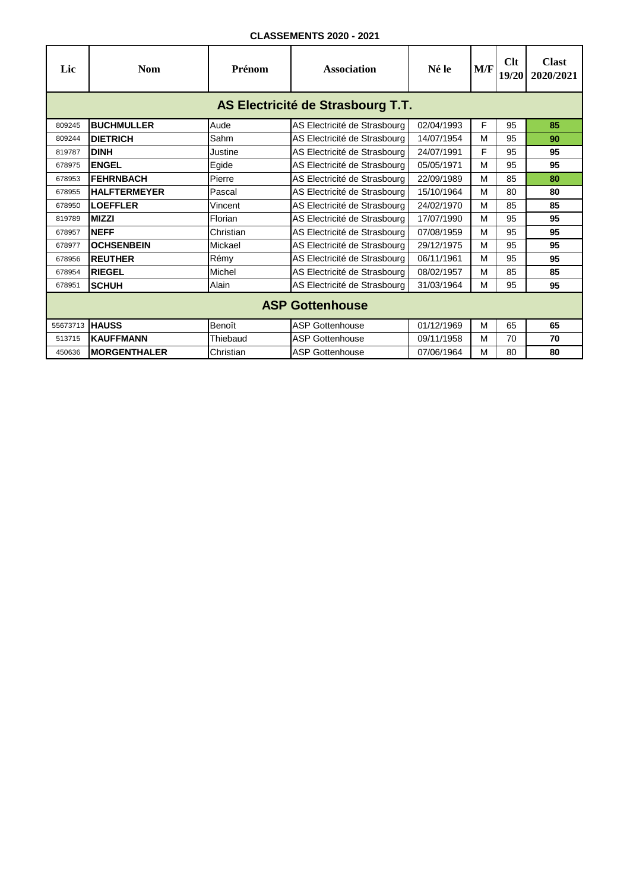**CLASSEMENTS 2020 - 2021**

| Lic | Nom | Prénom | Association | Né le | M/F | Clt 19/20 | Clast 2020/2021 |
|---|---|---|---|---|---|---|---|
| **AS Electricité de Strasbourg T.T.** | | | | | | | |
| 809245 | **BUCHMULLER** | Aude | AS Electricité de Strasbourg | 02/04/1993 | F | 95 | **85** |
| 809244 | **DIETRICH** | Sahm | AS Electricité de Strasbourg | 14/07/1954 | M | 95 | **90** |
| 819787 | **DINH** | Justine | AS Electricité de Strasbourg | 24/07/1991 | F | 95 | **95** |
| 678975 | **ENGEL** | Egide | AS Electricité de Strasbourg | 05/05/1971 | M | 95 | **95** |
| 678953 | **FEHRNBACH** | Pierre | AS Electricité de Strasbourg | 22/09/1989 | M | 85 | **80** |
| 678955 | **HALFTERMEYER** | Pascal | AS Electricité de Strasbourg | 15/10/1964 | M | 80 | **80** |
| 678950 | **LOEFFLER** | Vincent | AS Electricité de Strasbourg | 24/02/1970 | M | 85 | **85** |
| 819789 | **MIZZI** | Florian | AS Electricité de Strasbourg | 17/07/1990 | M | 95 | **95** |
| 678957 | **NEFF** | Christian | AS Electricité de Strasbourg | 07/08/1959 | M | 95 | **95** |
| 678977 | **OCHSENBEIN** | Mickael | AS Electricité de Strasbourg | 29/12/1975 | M | 95 | **95** |
| 678956 | **REUTHER** | Rémy | AS Electricité de Strasbourg | 06/11/1961 | M | 95 | **95** |
| 678954 | **RIEGEL** | Michel | AS Electricité de Strasbourg | 08/02/1957 | M | 85 | **85** |
| 678951 | **SCHUH** | Alain | AS Electricité de Strasbourg | 31/03/1964 | M | 95 | **95** |
| **ASP Gottenhouse** | | | | | | | |
| 55673713 | **HAUSS** | Benoît | ASP Gottenhouse | 01/12/1969 | M | 65 | **65** |
| 513715 | **KAUFFMANN** | Thiebaud | ASP Gottenhouse | 09/11/1958 | M | 70 | **70** |
| 450636 | **MORGENTHALER** | Christian | ASP Gottenhouse | 07/06/1964 | M | 80 | **80** |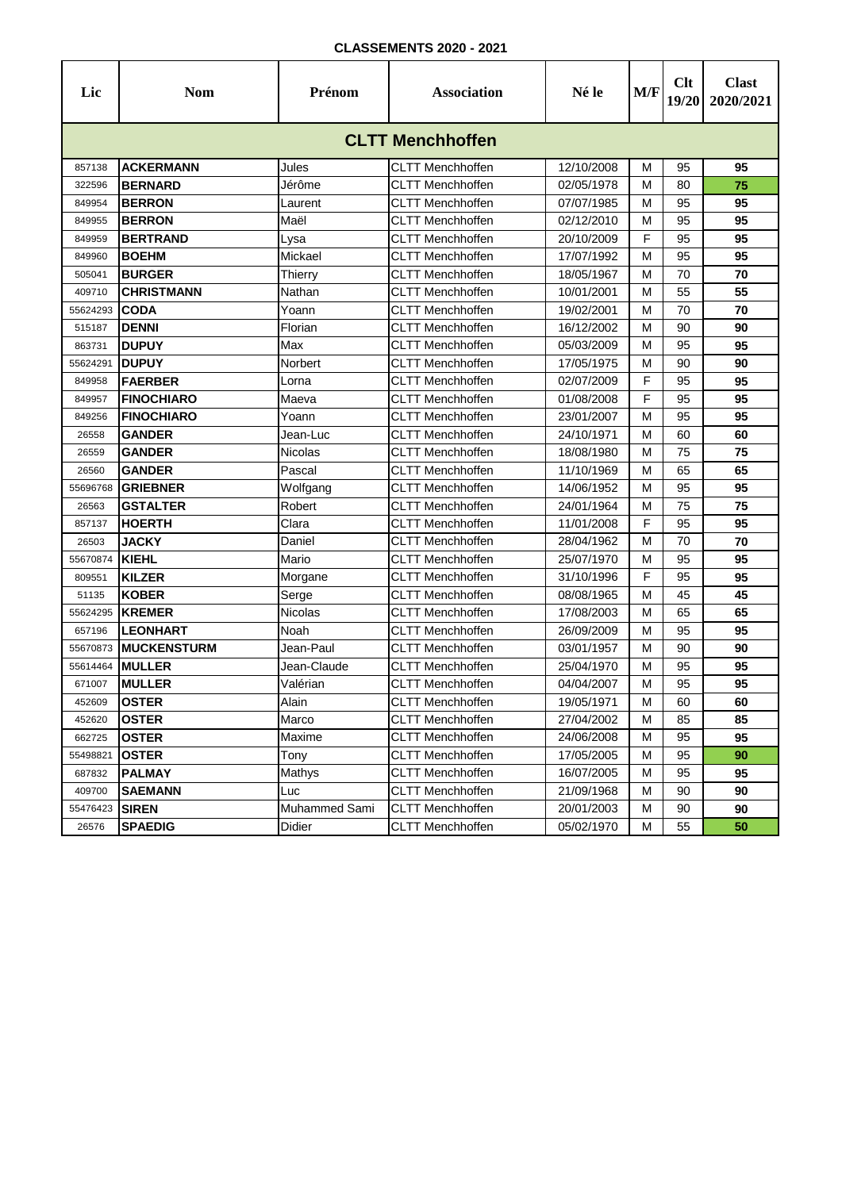**CLASSEMENTS 2020 - 2021**

| Lic | Nom | Prénom | Association | Né le | M/F | Clt 19/20 | Clast 2020/2021 |
|---|---|---|---|---|---|---|---|
| **CLTT Menchhoffen** | | | | | | | |
| 857138 | **ACKERMANN** | Jules | CLTT Menchhoffen | 12/10/2008 | M | 95 | **95** |
| 322596 | **BERNARD** | Jérôme | CLTT Menchhoffen | 02/05/1978 | M | 80 | **75** |
| 849954 | **BERRON** | Laurent | CLTT Menchhoffen | 07/07/1985 | M | 95 | **95** |
| 849955 | **BERRON** | Maël | CLTT Menchhoffen | 02/12/2010 | M | 95 | **95** |
| 849959 | **BERTRAND** | Lysa | CLTT Menchhoffen | 20/10/2009 | F | 95 | **95** |
| 849960 | **BOEHM** | Mickael | CLTT Menchhoffen | 17/07/1992 | M | 95 | **95** |
| 505041 | **BURGER** | Thierry | CLTT Menchhoffen | 18/05/1967 | M | 70 | **70** |
| 409710 | **CHRISTMANN** | Nathan | CLTT Menchhoffen | 10/01/2001 | M | 55 | **55** |
| 55624293 | **CODA** | Yoann | CLTT Menchhoffen | 19/02/2001 | M | 70 | **70** |
| 515187 | **DENNI** | Florian | CLTT Menchhoffen | 16/12/2002 | M | 90 | **90** |
| 863731 | **DUPUY** | Max | CLTT Menchhoffen | 05/03/2009 | M | 95 | **95** |
| 55624291 | **DUPUY** | Norbert | CLTT Menchhoffen | 17/05/1975 | M | 90 | **90** |
| 849958 | **FAERBER** | Lorna | CLTT Menchhoffen | 02/07/2009 | F | 95 | **95** |
| 849957 | **FINOCHIARO** | Maeva | CLTT Menchhoffen | 01/08/2008 | F | 95 | **95** |
| 849256 | **FINOCHIARO** | Yoann | CLTT Menchhoffen | 23/01/2007 | M | 95 | **95** |
| 26558 | **GANDER** | Jean-Luc | CLTT Menchhoffen | 24/10/1971 | M | 60 | **60** |
| 26559 | **GANDER** | Nicolas | CLTT Menchhoffen | 18/08/1980 | M | 75 | **75** |
| 26560 | **GANDER** | Pascal | CLTT Menchhoffen | 11/10/1969 | M | 65 | **65** |
| 55696768 | **GRIEBNER** | Wolfgang | CLTT Menchhoffen | 14/06/1952 | M | 95 | **95** |
| 26563 | **GSTALTER** | Robert | CLTT Menchhoffen | 24/01/1964 | M | 75 | **75** |
| 857137 | **HOERTH** | Clara | CLTT Menchhoffen | 11/01/2008 | F | 95 | **95** |
| 26503 | **JACKY** | Daniel | CLTT Menchhoffen | 28/04/1962 | M | 70 | **70** |
| 55670874 | **KIEHL** | Mario | CLTT Menchhoffen | 25/07/1970 | M | 95 | **95** |
| 809551 | **KILZER** | Morgane | CLTT Menchhoffen | 31/10/1996 | F | 95 | **95** |
| 51135 | **KOBER** | Serge | CLTT Menchhoffen | 08/08/1965 | M | 45 | **45** |
| 55624295 | **KREMER** | Nicolas | CLTT Menchhoffen | 17/08/2003 | M | 65 | **65** |
| 657196 | **LEONHART** | Noah | CLTT Menchhoffen | 26/09/2009 | M | 95 | **95** |
| 55670873 | **MUCKENSTURM** | Jean-Paul | CLTT Menchhoffen | 03/01/1957 | M | 90 | **90** |
| 55614464 | **MULLER** | Jean-Claude | CLTT Menchhoffen | 25/04/1970 | M | 95 | **95** |
| 671007 | **MULLER** | Valérian | CLTT Menchhoffen | 04/04/2007 | M | 95 | **95** |
| 452609 | **OSTER** | Alain | CLTT Menchhoffen | 19/05/1971 | M | 60 | **60** |
| 452620 | **OSTER** | Marco | CLTT Menchhoffen | 27/04/2002 | M | 85 | **85** |
| 662725 | **OSTER** | Maxime | CLTT Menchhoffen | 24/06/2008 | M | 95 | **95** |
| 55498821 | **OSTER** | Tony | CLTT Menchhoffen | 17/05/2005 | M | 95 | **90** |
| 687832 | **PALMAY** | Mathys | CLTT Menchhoffen | 16/07/2005 | M | 95 | **95** |
| 409700 | **SAEMANN** | Luc | CLTT Menchhoffen | 21/09/1968 | M | 90 | **90** |
| 55476423 | **SIREN** | Muhammed Sami | CLTT Menchhoffen | 20/01/2003 | M | 90 | **90** |
| 26576 | **SPAEDIG** | Didier | CLTT Menchhoffen | 05/02/1970 | M | 55 | **50** |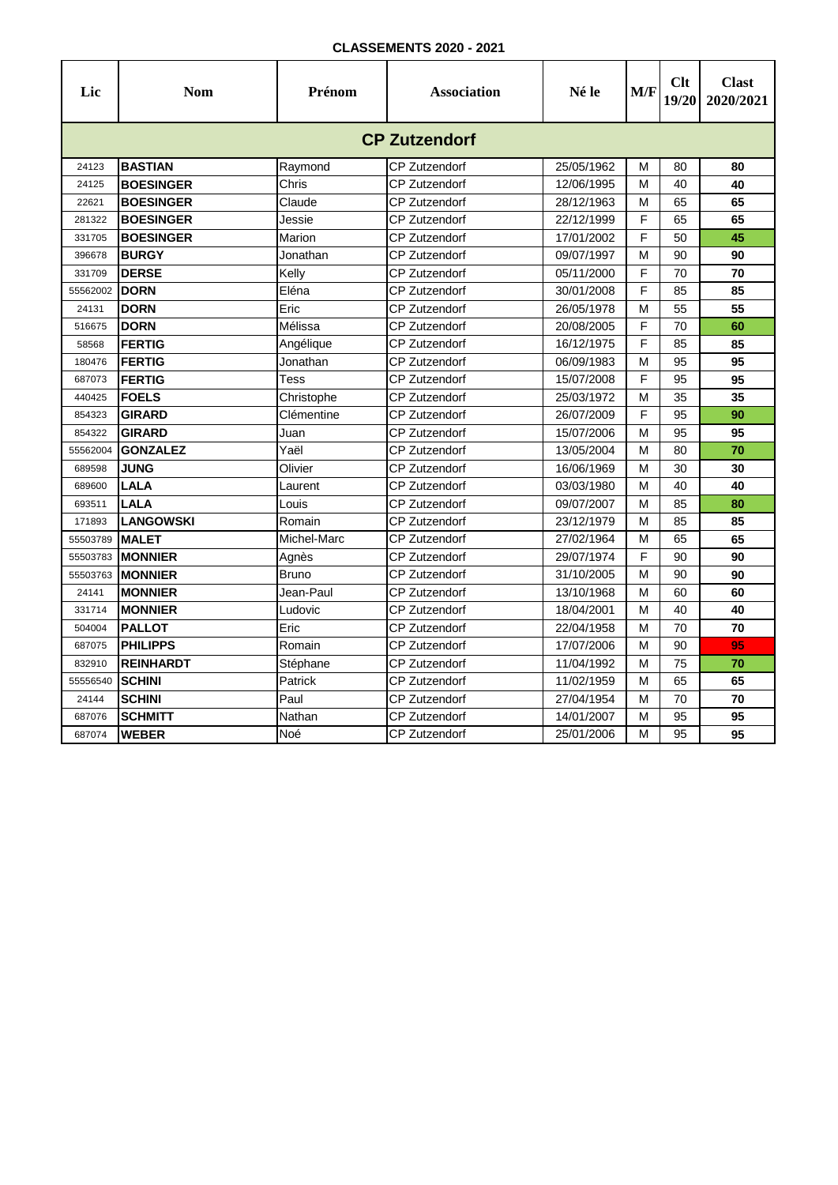**CLASSEMENTS 2020 - 2021**

| Lic | Nom | Prénom | Association | Né le | M/F | Clt 19/20 | Clast 2020/2021 |
|---|---|---|---|---|---|---|---|
| **CP Zutzendorf** | | | | | | | |
| 24123 | **BASTIAN** | Raymond | CP Zutzendorf | 25/05/1962 | M | 80 | **80** |
| 24125 | **BOESINGER** | Chris | CP Zutzendorf | 12/06/1995 | M | 40 | **40** |
| 22621 | **BOESINGER** | Claude | CP Zutzendorf | 28/12/1963 | M | 65 | **65** |
| 281322 | **BOESINGER** | Jessie | CP Zutzendorf | 22/12/1999 | F | 65 | **65** |
| 331705 | **BOESINGER** | Marion | CP Zutzendorf | 17/01/2002 | F | 50 | **45** |
| 396678 | **BURGY** | Jonathan | CP Zutzendorf | 09/07/1997 | M | 90 | **90** |
| 331709 | **DERSE** | Kelly | CP Zutzendorf | 05/11/2000 | F | 70 | **70** |
| 55562002 | **DORN** | Eléna | CP Zutzendorf | 30/01/2008 | F | 85 | **85** |
| 24131 | **DORN** | Eric | CP Zutzendorf | 26/05/1978 | M | 55 | **55** |
| 516675 | **DORN** | Mélissa | CP Zutzendorf | 20/08/2005 | F | 70 | **60** |
| 58568 | **FERTIG** | Angélique | CP Zutzendorf | 16/12/1975 | F | 85 | **85** |
| 180476 | **FERTIG** | Jonathan | CP Zutzendorf | 06/09/1983 | M | 95 | **95** |
| 687073 | **FERTIG** | Tess | CP Zutzendorf | 15/07/2008 | F | 95 | **95** |
| 440425 | **FOELS** | Christophe | CP Zutzendorf | 25/03/1972 | M | 35 | **35** |
| 854323 | **GIRARD** | Clémentine | CP Zutzendorf | 26/07/2009 | F | 95 | **90** |
| 854322 | **GIRARD** | Juan | CP Zutzendorf | 15/07/2006 | M | 95 | **95** |
| 55562004 | **GONZALEZ** | Yaël | CP Zutzendorf | 13/05/2004 | M | 80 | **70** |
| 689598 | **JUNG** | Olivier | CP Zutzendorf | 16/06/1969 | M | 30 | **30** |
| 689600 | **LALA** | Laurent | CP Zutzendorf | 03/03/1980 | M | 40 | **40** |
| 693511 | **LALA** | Louis | CP Zutzendorf | 09/07/2007 | M | 85 | **80** |
| 171893 | **LANGOWSKI** | Romain | CP Zutzendorf | 23/12/1979 | M | 85 | **85** |
| 55503789 | **MALET** | Michel-Marc | CP Zutzendorf | 27/02/1964 | M | 65 | **65** |
| 55503783 | **MONNIER** | Agnès | CP Zutzendorf | 29/07/1974 | F | 90 | **90** |
| 55503763 | **MONNIER** | Bruno | CP Zutzendorf | 31/10/2005 | M | 90 | **90** |
| 24141 | **MONNIER** | Jean-Paul | CP Zutzendorf | 13/10/1968 | M | 60 | **60** |
| 331714 | **MONNIER** | Ludovic | CP Zutzendorf | 18/04/2001 | M | 40 | **40** |
| 504004 | **PALLOT** | Eric | CP Zutzendorf | 22/04/1958 | M | 70 | **70** |
| 687075 | **PHILIPPS** | Romain | CP Zutzendorf | 17/07/2006 | M | 90 | **95** |
| 832910 | **REINHARDT** | Stéphane | CP Zutzendorf | 11/04/1992 | M | 75 | **70** |
| 55556540 | **SCHINI** | Patrick | CP Zutzendorf | 11/02/1959 | M | 65 | **65** |
| 24144 | **SCHINI** | Paul | CP Zutzendorf | 27/04/1954 | M | 70 | **70** |
| 687076 | **SCHMITT** | Nathan | CP Zutzendorf | 14/01/2007 | M | 95 | **95** |
| 687074 | **WEBER** | Noé | CP Zutzendorf | 25/01/2006 | M | 95 | **95** |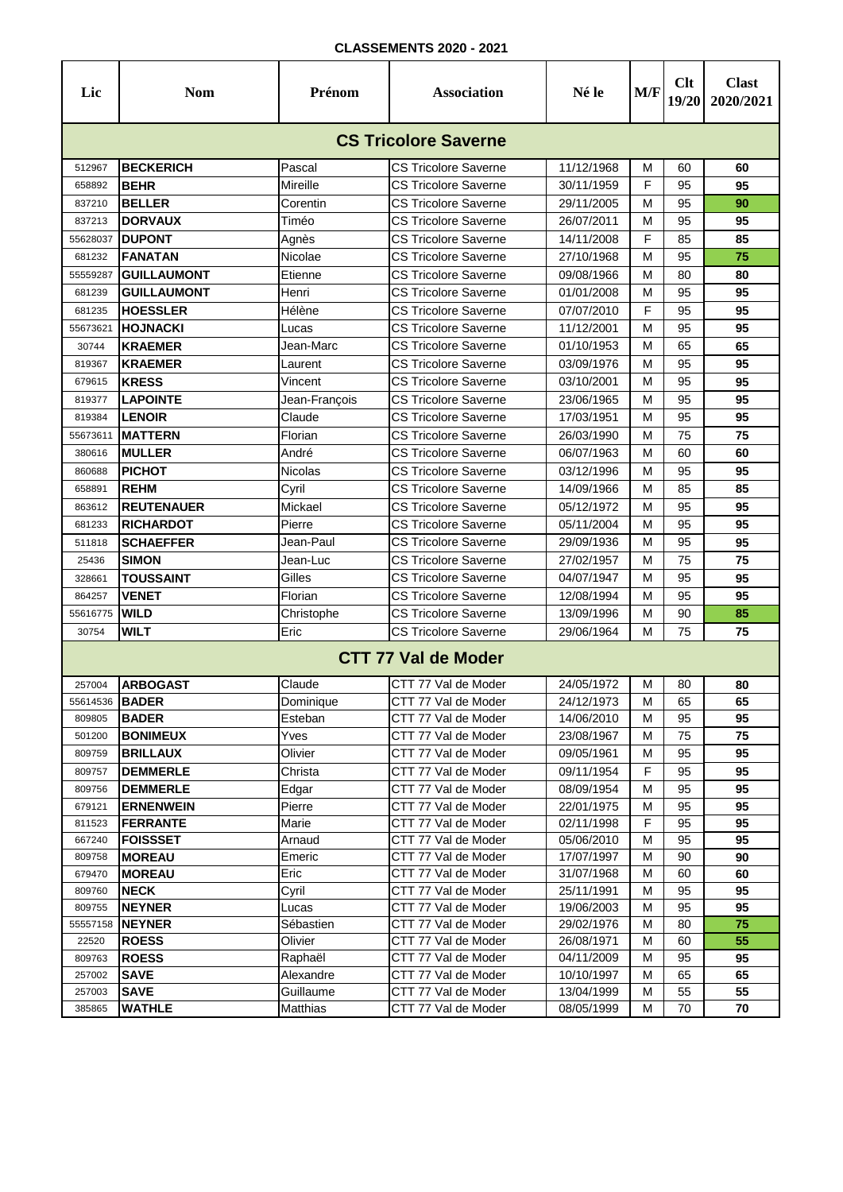**CLASSEMENTS 2020 - 2021**

| Lic | Nom | Prénom | Association | Né le | M/F | Clt 19/20 | Clast 2020/2021 |
|---|---|---|---|---|---|---|---|
| **CS Tricolore Saverne** | | | | | | | |
| 512967 | **BECKERICH** | Pascal | CS Tricolore Saverne | 11/12/1968 | M | 60 | **60** |
| 658892 | **BEHR** | Mireille | CS Tricolore Saverne | 30/11/1959 | F | 95 | **95** |
| 837210 | **BELLER** | Corentin | CS Tricolore Saverne | 29/11/2005 | M | 95 | **90** |
| 837213 | **DORVAUX** | Timéo | CS Tricolore Saverne | 26/07/2011 | M | 95 | **95** |
| 55628037 | **DUPONT** | Agnès | CS Tricolore Saverne | 14/11/2008 | F | 85 | **85** |
| 681232 | **FANATAN** | Nicolae | CS Tricolore Saverne | 27/10/1968 | M | 95 | **75** |
| 55559287 | **GUILLAUMONT** | Etienne | CS Tricolore Saverne | 09/08/1966 | M | 80 | **80** |
| 681239 | **GUILLAUMONT** | Henri | CS Tricolore Saverne | 01/01/2008 | M | 95 | **95** |
| 681235 | **HOESSLER** | Hélène | CS Tricolore Saverne | 07/07/2010 | F | 95 | **95** |
| 55673621 | **HOJNACKI** | Lucas | CS Tricolore Saverne | 11/12/2001 | M | 95 | **95** |
| 30744 | **KRAEMER** | Jean-Marc | CS Tricolore Saverne | 01/10/1953 | M | 65 | **65** |
| 819367 | **KRAEMER** | Laurent | CS Tricolore Saverne | 03/09/1976 | M | 95 | **95** |
| 679615 | **KRESS** | Vincent | CS Tricolore Saverne | 03/10/2001 | M | 95 | **95** |
| 819377 | **LAPOINTE** | Jean-François | CS Tricolore Saverne | 23/06/1965 | M | 95 | **95** |
| 819384 | **LENOIR** | Claude | CS Tricolore Saverne | 17/03/1951 | M | 95 | **95** |
| 55673611 | **MATTERN** | Florian | CS Tricolore Saverne | 26/03/1990 | M | 75 | **75** |
| 380616 | **MULLER** | André | CS Tricolore Saverne | 06/07/1963 | M | 60 | **60** |
| 860688 | **PICHOT** | Nicolas | CS Tricolore Saverne | 03/12/1996 | M | 95 | **95** |
| 658891 | **REHM** | Cyril | CS Tricolore Saverne | 14/09/1966 | M | 85 | **85** |
| 863612 | **REUTENAUER** | Mickael | CS Tricolore Saverne | 05/12/1972 | M | 95 | **95** |
| 681233 | **RICHARDOT** | Pierre | CS Tricolore Saverne | 05/11/2004 | M | 95 | **95** |
| 511818 | **SCHAEFFER** | Jean-Paul | CS Tricolore Saverne | 29/09/1936 | M | 95 | **95** |
| 25436 | **SIMON** | Jean-Luc | CS Tricolore Saverne | 27/02/1957 | M | 75 | **75** |
| 328661 | **TOUSSAINT** | Gilles | CS Tricolore Saverne | 04/07/1947 | M | 95 | **95** |
| 864257 | **VENET** | Florian | CS Tricolore Saverne | 12/08/1994 | M | 95 | **95** |
| 55616775 | **WILD** | Christophe | CS Tricolore Saverne | 13/09/1996 | M | 90 | **85** |
| 30754 | **WILT** | Eric | CS Tricolore Saverne | 29/06/1964 | M | 75 | **75** |
| **CTT 77 Val de Moder** | | | | | | | |
| 257004 | **ARBOGAST** | Claude | CTT 77 Val de Moder | 24/05/1972 | M | 80 | **80** |
| 55614536 | **BADER** | Dominique | CTT 77 Val de Moder | 24/12/1973 | M | 65 | **65** |
| 809805 | **BADER** | Esteban | CTT 77 Val de Moder | 14/06/2010 | M | 95 | **95** |
| 501200 | **BONIMEUX** | Yves | CTT 77 Val de Moder | 23/08/1967 | M | 75 | **75** |
| 809759 | **BRILLAUX** | Olivier | CTT 77 Val de Moder | 09/05/1961 | M | 95 | **95** |
| 809757 | **DEMMERLE** | Christa | CTT 77 Val de Moder | 09/11/1954 | F | 95 | **95** |
| 809756 | **DEMMERLE** | Edgar | CTT 77 Val de Moder | 08/09/1954 | M | 95 | **95** |
| 679121 | **ERNENWEIN** | Pierre | CTT 77 Val de Moder | 22/01/1975 | M | 95 | **95** |
| 811523 | **FERRANTE** | Marie | CTT 77 Val de Moder | 02/11/1998 | F | 95 | **95** |
| 667240 | **FOISSSET** | Arnaud | CTT 77 Val de Moder | 05/06/2010 | M | 95 | **95** |
| 809758 | **MOREAU** | Emeric | CTT 77 Val de Moder | 17/07/1997 | M | 90 | **90** |
| 679470 | **MOREAU** | Eric | CTT 77 Val de Moder | 31/07/1968 | M | 60 | **60** |
| 809760 | **NECK** | Cyril | CTT 77 Val de Moder | 25/11/1991 | M | 95 | **95** |
| 809755 | **NEYNER** | Lucas | CTT 77 Val de Moder | 19/06/2003 | M | 95 | **95** |
| 55557158 | **NEYNER** | Sébastien | CTT 77 Val de Moder | 29/02/1976 | M | 80 | **75** |
| 22520 | **ROESS** | Olivier | CTT 77 Val de Moder | 26/08/1971 | M | 60 | **55** |
| 809763 | **ROESS** | Raphaël | CTT 77 Val de Moder | 04/11/2009 | M | 95 | **95** |
| 257002 | **SAVE** | Alexandre | CTT 77 Val de Moder | 10/10/1997 | M | 65 | **65** |
| 257003 | **SAVE** | Guillaume | CTT 77 Val de Moder | 13/04/1999 | M | 55 | **55** |
| 385865 | **WATHLE** | Matthias | CTT 77 Val de Moder | 08/05/1999 | M | 70 | **70** |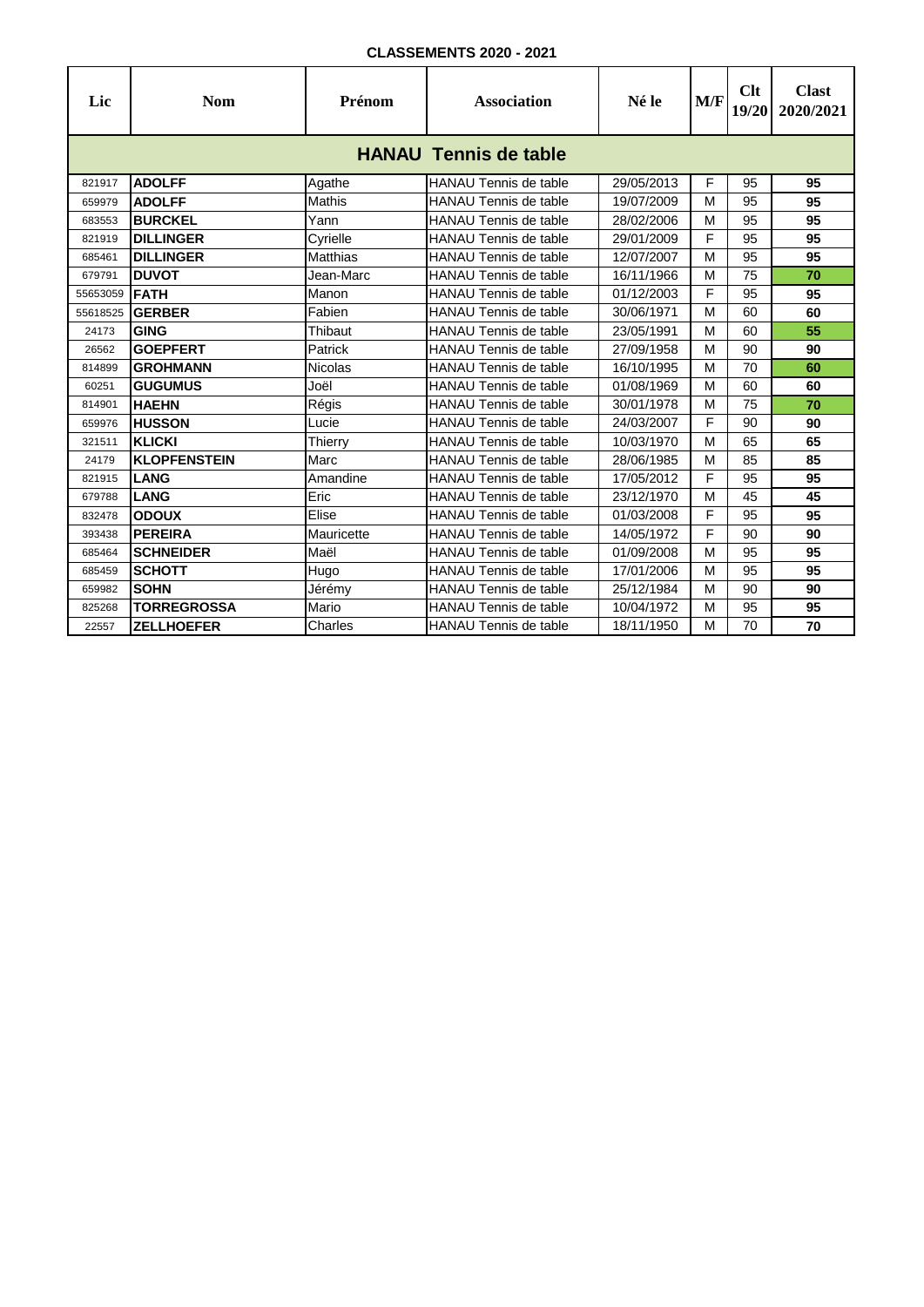**CLASSEMENTS 2020 - 2021**

| Lic | Nom | Prénom | Association | Né le | M/F | Clt 19/20 | Clast 2020/2021 |
|---|---|---|---|---|---|---|---|
| **HANAU Tennis de table** | | | | | | | |
| 821917 | **ADOLFF** | Agathe | HANAU Tennis de table | 29/05/2013 | F | 95 | **95** |
| 659979 | **ADOLFF** | Mathis | HANAU Tennis de table | 19/07/2009 | M | 95 | **95** |
| 683553 | **BURCKEL** | Yann | HANAU Tennis de table | 28/02/2006 | M | 95 | **95** |
| 821919 | **DILLINGER** | Cyrielle | HANAU Tennis de table | 29/01/2009 | F | 95 | **95** |
| 685461 | **DILLINGER** | Matthias | HANAU Tennis de table | 12/07/2007 | M | 95 | **95** |
| 679791 | **DUVOT** | Jean-Marc | HANAU Tennis de table | 16/11/1966 | M | 75 | **70** |
| 55653059 | **FATH** | Manon | HANAU Tennis de table | 01/12/2003 | F | 95 | **95** |
| 55618525 | **GERBER** | Fabien | HANAU Tennis de table | 30/06/1971 | M | 60 | **60** |
| 24173 | **GING** | Thibaut | HANAU Tennis de table | 23/05/1991 | M | 60 | **55** |
| 26562 | **GOEPFERT** | Patrick | HANAU Tennis de table | 27/09/1958 | M | 90 | **90** |
| 814899 | **GROHMANN** | Nicolas | HANAU Tennis de table | 16/10/1995 | M | 70 | **60** |
| 60251 | **GUGUMUS** | Joël | HANAU Tennis de table | 01/08/1969 | M | 60 | **60** |
| 814901 | **HAEHN** | Régis | HANAU Tennis de table | 30/01/1978 | M | 75 | **70** |
| 659976 | **HUSSON** | Lucie | HANAU Tennis de table | 24/03/2007 | F | 90 | **90** |
| 321511 | **KLICKI** | Thierry | HANAU Tennis de table | 10/03/1970 | M | 65 | **65** |
| 24179 | **KLOPFENSTEIN** | Marc | HANAU Tennis de table | 28/06/1985 | M | 85 | **85** |
| 821915 | **LANG** | Amandine | HANAU Tennis de table | 17/05/2012 | F | 95 | **95** |
| 679788 | **LANG** | Eric | HANAU Tennis de table | 23/12/1970 | M | 45 | **45** |
| 832478 | **ODOUX** | Elise | HANAU Tennis de table | 01/03/2008 | F | 95 | **95** |
| 393438 | **PEREIRA** | Mauricette | HANAU Tennis de table | 14/05/1972 | F | 90 | **90** |
| 685464 | **SCHNEIDER** | Maël | HANAU Tennis de table | 01/09/2008 | M | 95 | **95** |
| 685459 | **SCHOTT** | Hugo | HANAU Tennis de table | 17/01/2006 | M | 95 | **95** |
| 659982 | **SOHN** | Jérémy | HANAU Tennis de table | 25/12/1984 | M | 90 | **90** |
| 825268 | **TORREGROSSA** | Mario | HANAU Tennis de table | 10/04/1972 | M | 95 | **95** |
| 22557 | **ZELLHOEFER** | Charles | HANAU Tennis de table | 18/11/1950 | M | 70 | **70** |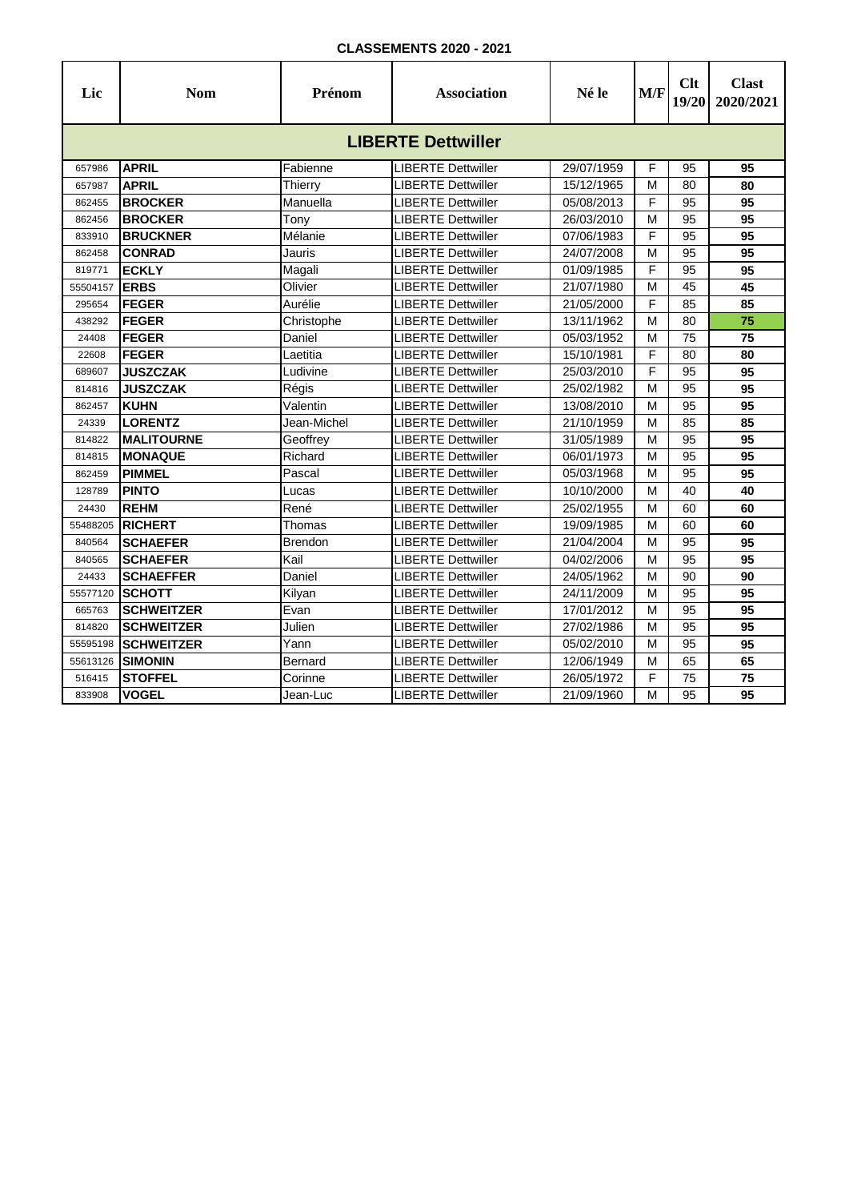**CLASSEMENTS 2020 - 2021**

| Lic | Nom | Prénom | Association | Né le | M/F | Clt 19/20 | Clast 2020/2021 |
|---|---|---|---|---|---|---|---|
| **LIBERTE Dettwiller** | | | | | | | |
| 657986 | **APRIL** | Fabienne | LIBERTE Dettwiller | 29/07/1959 | F | 95 | **95** |
| 657987 | **APRIL** | Thierry | LIBERTE Dettwiller | 15/12/1965 | M | 80 | **80** |
| 862455 | **BROCKER** | Manuella | LIBERTE Dettwiller | 05/08/2013 | F | 95 | **95** |
| 862456 | **BROCKER** | Tony | LIBERTE Dettwiller | 26/03/2010 | M | 95 | **95** |
| 833910 | **BRUCKNER** | Mélanie | LIBERTE Dettwiller | 07/06/1983 | F | 95 | **95** |
| 862458 | **CONRAD** | Jauris | LIBERTE Dettwiller | 24/07/2008 | M | 95 | **95** |
| 819771 | **ECKLY** | Magali | LIBERTE Dettwiller | 01/09/1985 | F | 95 | **95** |
| 55504157 | **ERBS** | Olivier | LIBERTE Dettwiller | 21/07/1980 | M | 45 | **45** |
| 295654 | **FEGER** | Aurélie | LIBERTE Dettwiller | 21/05/2000 | F | 85 | **85** |
| 438292 | **FEGER** | Christophe | LIBERTE Dettwiller | 13/11/1962 | M | 80 | **75** |
| 24408 | **FEGER** | Daniel | LIBERTE Dettwiller | 05/03/1952 | M | 75 | **75** |
| 22608 | **FEGER** | Laetitia | LIBERTE Dettwiller | 15/10/1981 | F | 80 | **80** |
| 689607 | **JUSZCZAK** | Ludivine | LIBERTE Dettwiller | 25/03/2010 | F | 95 | **95** |
| 814816 | **JUSZCZAK** | Régis | LIBERTE Dettwiller | 25/02/1982 | M | 95 | **95** |
| 862457 | **KUHN** | Valentin | LIBERTE Dettwiller | 13/08/2010 | M | 95 | **95** |
| 24339 | **LORENTZ** | Jean-Michel | LIBERTE Dettwiller | 21/10/1959 | M | 85 | **85** |
| 814822 | **MALITOURNE** | Geoffrey | LIBERTE Dettwiller | 31/05/1989 | M | 95 | **95** |
| 814815 | **MONAQUE** | Richard | LIBERTE Dettwiller | 06/01/1973 | M | 95 | **95** |
| 862459 | **PIMMEL** | Pascal | LIBERTE Dettwiller | 05/03/1968 | M | 95 | **95** |
| 128789 | **PINTO** | Lucas | LIBERTE Dettwiller | 10/10/2000 | M | 40 | **40** |
| 24430 | **REHM** | René | LIBERTE Dettwiller | 25/02/1955 | M | 60 | **60** |
| 55488205 | **RICHERT** | Thomas | LIBERTE Dettwiller | 19/09/1985 | M | 60 | **60** |
| 840564 | **SCHAEFER** | Brendon | LIBERTE Dettwiller | 21/04/2004 | M | 95 | **95** |
| 840565 | **SCHAEFER** | Kail | LIBERTE Dettwiller | 04/02/2006 | M | 95 | **95** |
| 24433 | **SCHAEFFER** | Daniel | LIBERTE Dettwiller | 24/05/1962 | M | 90 | **90** |
| 55577120 | **SCHOTT** | Kilyan | LIBERTE Dettwiller | 24/11/2009 | M | 95 | **95** |
| 665763 | **SCHWEITZER** | Evan | LIBERTE Dettwiller | 17/01/2012 | M | 95 | **95** |
| 814820 | **SCHWEITZER** | Julien | LIBERTE Dettwiller | 27/02/1986 | M | 95 | **95** |
| 55595198 | **SCHWEITZER** | Yann | LIBERTE Dettwiller | 05/02/2010 | M | 95 | **95** |
| 55613126 | **SIMONIN** | Bernard | LIBERTE Dettwiller | 12/06/1949 | M | 65 | **65** |
| 516415 | **STOFFEL** | Corinne | LIBERTE Dettwiller | 26/05/1972 | F | 75 | **75** |
| 833908 | **VOGEL** | Jean-Luc | LIBERTE Dettwiller | 21/09/1960 | M | 95 | **95** |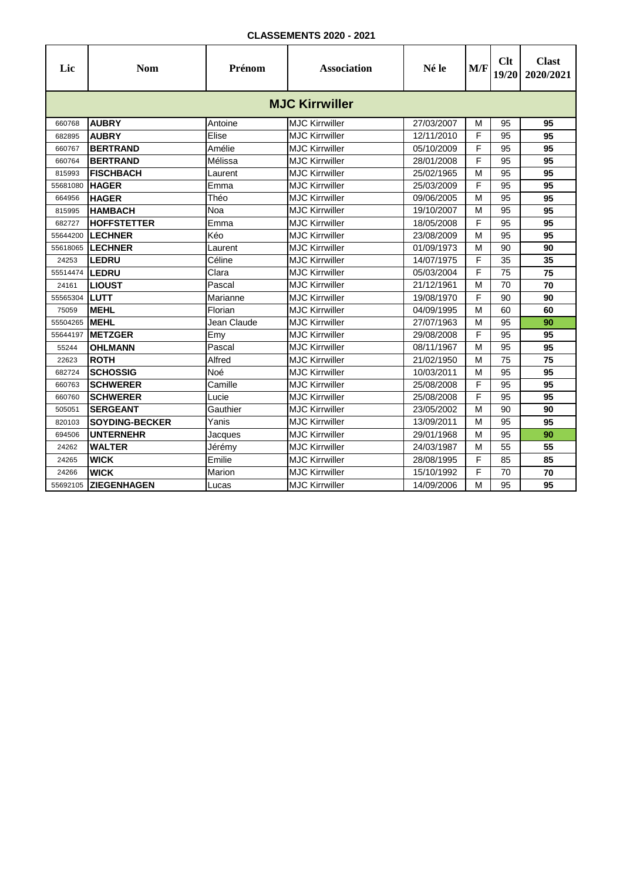**CLASSEMENTS 2020 - 2021**

| Lic | Nom | Prénom | Association | Né le | M/F | Clt 19/20 | Clast 2020/2021 |
|---|---|---|---|---|---|---|---|
| **MJC Kirrwiller** | | | | | | | |
| 660768 | **AUBRY** | Antoine | MJC Kirrwiller | 27/03/2007 | M | 95 | **95** |
| 682895 | **AUBRY** | Elise | MJC Kirrwiller | 12/11/2010 | F | 95 | **95** |
| 660767 | **BERTRAND** | Amélie | MJC Kirrwiller | 05/10/2009 | F | 95 | **95** |
| 660764 | **BERTRAND** | Mélissa | MJC Kirrwiller | 28/01/2008 | F | 95 | **95** |
| 815993 | **FISCHBACH** | Laurent | MJC Kirrwiller | 25/02/1965 | M | 95 | **95** |
| 55681080 | **HAGER** | Emma | MJC Kirrwiller | 25/03/2009 | F | 95 | **95** |
| 664956 | **HAGER** | Théo | MJC Kirrwiller | 09/06/2005 | M | 95 | **95** |
| 815995 | **HAMBACH** | Noa | MJC Kirrwiller | 19/10/2007 | M | 95 | **95** |
| 682727 | **HOFFSTETTER** | Emma | MJC Kirrwiller | 18/05/2008 | F | 95 | **95** |
| 55644200 | **LECHNER** | Kéo | MJC Kirrwiller | 23/08/2009 | M | 95 | **95** |
| 55618065 | **LECHNER** | Laurent | MJC Kirrwiller | 01/09/1973 | M | 90 | **90** |
| 24253 | **LEDRU** | Céline | MJC Kirrwiller | 14/07/1975 | F | 35 | **35** |
| 55514474 | **LEDRU** | Clara | MJC Kirrwiller | 05/03/2004 | F | 75 | **75** |
| 24161 | **LIOUST** | Pascal | MJC Kirrwiller | 21/12/1961 | M | 70 | **70** |
| 55565304 | **LUTT** | Marianne | MJC Kirrwiller | 19/08/1970 | F | 90 | **90** |
| 75059 | **MEHL** | Florian | MJC Kirrwiller | 04/09/1995 | M | 60 | **60** |
| 55504265 | **MEHL** | Jean Claude | MJC Kirrwiller | 27/07/1963 | M | 95 | **90** |
| 55644197 | **METZGER** | Emy | MJC Kirrwiller | 29/08/2008 | F | 95 | **95** |
| 55244 | **OHLMANN** | Pascal | MJC Kirrwiller | 08/11/1967 | M | 95 | **95** |
| 22623 | **ROTH** | Alfred | MJC Kirrwiller | 21/02/1950 | M | 75 | **75** |
| 682724 | **SCHOSSIG** | Noé | MJC Kirrwiller | 10/03/2011 | M | 95 | **95** |
| 660763 | **SCHWERER** | Camille | MJC Kirrwiller | 25/08/2008 | F | 95 | **95** |
| 660760 | **SCHWERER** | Lucie | MJC Kirrwiller | 25/08/2008 | F | 95 | **95** |
| 505051 | **SERGEANT** | Gauthier | MJC Kirrwiller | 23/05/2002 | M | 90 | **90** |
| 820103 | **SOYDING-BECKER** | Yanis | MJC Kirrwiller | 13/09/2011 | M | 95 | **95** |
| 694506 | **UNTERNEHR** | Jacques | MJC Kirrwiller | 29/01/1968 | M | 95 | **90** |
| 24262 | **WALTER** | Jérémy | MJC Kirrwiller | 24/03/1987 | M | 55 | **55** |
| 24265 | **WICK** | Emilie | MJC Kirrwiller | 28/08/1995 | F | 85 | **85** |
| 24266 | **WICK** | Marion | MJC Kirrwiller | 15/10/1992 | F | 70 | **70** |
| 55692105 | **ZIEGENHAGEN** | Lucas | MJC Kirrwiller | 14/09/2006 | M | 95 | **95** |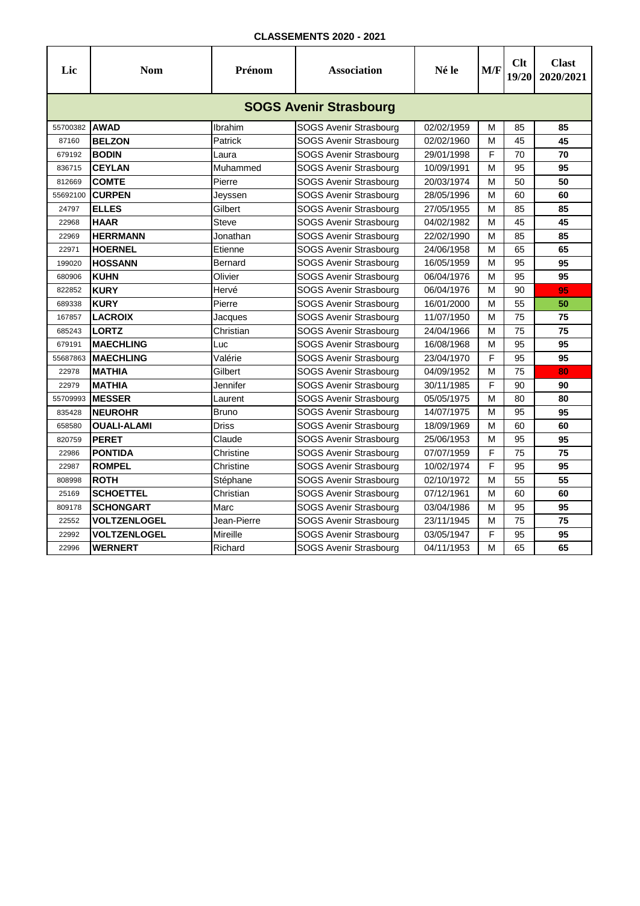**CLASSEMENTS 2020 - 2021**

| Lic | Nom | Prénom | Association | Né le | M/F | Clt 19/20 | Clast 2020/2021 |
|---|---|---|---|---|---|---|---|
| **SOGS Avenir Strasbourg** | | | | | | | |
| 55700382 | **AWAD** | Ibrahim | SOGS Avenir Strasbourg | 02/02/1959 | M | 85 | **85** |
| 87160 | **BELZON** | Patrick | SOGS Avenir Strasbourg | 02/02/1960 | M | 45 | **45** |
| 679192 | **BODIN** | Laura | SOGS Avenir Strasbourg | 29/01/1998 | F | 70 | **70** |
| 836715 | **CEYLAN** | Muhammed | SOGS Avenir Strasbourg | 10/09/1991 | M | 95 | **95** |
| 812669 | **COMTE** | Pierre | SOGS Avenir Strasbourg | 20/03/1974 | M | 50 | **50** |
| 55692100 | **CURPEN** | Jeyssen | SOGS Avenir Strasbourg | 28/05/1996 | M | 60 | **60** |
| 24797 | **ELLES** | Gilbert | SOGS Avenir Strasbourg | 27/05/1955 | M | 85 | **85** |
| 22968 | **HAAR** | Steve | SOGS Avenir Strasbourg | 04/02/1982 | M | 45 | **45** |
| 22969 | **HERRMANN** | Jonathan | SOGS Avenir Strasbourg | 22/02/1990 | M | 85 | **85** |
| 22971 | **HOERNEL** | Etienne | SOGS Avenir Strasbourg | 24/06/1958 | M | 65 | **65** |
| 199020 | **HOSSANN** | Bernard | SOGS Avenir Strasbourg | 16/05/1959 | M | 95 | **95** |
| 680906 | **KUHN** | Olivier | SOGS Avenir Strasbourg | 06/04/1976 | M | 95 | **95** |
| 822852 | **KURY** | Hervé | SOGS Avenir Strasbourg | 06/04/1976 | M | 90 | **95** |
| 689338 | **KURY** | Pierre | SOGS Avenir Strasbourg | 16/01/2000 | M | 55 | **50** |
| 167857 | **LACROIX** | Jacques | SOGS Avenir Strasbourg | 11/07/1950 | M | 75 | **75** |
| 685243 | **LORTZ** | Christian | SOGS Avenir Strasbourg | 24/04/1966 | M | 75 | **75** |
| 679191 | **MAECHLING** | Luc | SOGS Avenir Strasbourg | 16/08/1968 | M | 95 | **95** |
| 55687863 | **MAECHLING** | Valérie | SOGS Avenir Strasbourg | 23/04/1970 | F | 95 | **95** |
| 22978 | **MATHIA** | Gilbert | SOGS Avenir Strasbourg | 04/09/1952 | M | 75 | **80** |
| 22979 | **MATHIA** | Jennifer | SOGS Avenir Strasbourg | 30/11/1985 | F | 90 | **90** |
| 55709993 | **MESSER** | Laurent | SOGS Avenir Strasbourg | 05/05/1975 | M | 80 | **80** |
| 835428 | **NEUROHR** | Bruno | SOGS Avenir Strasbourg | 14/07/1975 | M | 95 | **95** |
| 658580 | **OUALI-ALAMI** | Driss | SOGS Avenir Strasbourg | 18/09/1969 | M | 60 | **60** |
| 820759 | **PERET** | Claude | SOGS Avenir Strasbourg | 25/06/1953 | M | 95 | **95** |
| 22986 | **PONTIDA** | Christine | SOGS Avenir Strasbourg | 07/07/1959 | F | 75 | **75** |
| 22987 | **ROMPEL** | Christine | SOGS Avenir Strasbourg | 10/02/1974 | F | 95 | **95** |
| 808998 | **ROTH** | Stéphane | SOGS Avenir Strasbourg | 02/10/1972 | M | 55 | **55** |
| 25169 | **SCHOETTEL** | Christian | SOGS Avenir Strasbourg | 07/12/1961 | M | 60 | **60** |
| 809178 | **SCHONGART** | Marc | SOGS Avenir Strasbourg | 03/04/1986 | M | 95 | **95** |
| 22552 | **VOLTZENLOGEL** | Jean-Pierre | SOGS Avenir Strasbourg | 23/11/1945 | M | 75 | **75** |
| 22992 | **VOLTZENLOGEL** | Mireille | SOGS Avenir Strasbourg | 03/05/1947 | F | 95 | **95** |
| 22996 | **WERNERT** | Richard | SOGS Avenir Strasbourg | 04/11/1953 | M | 65 | **65** |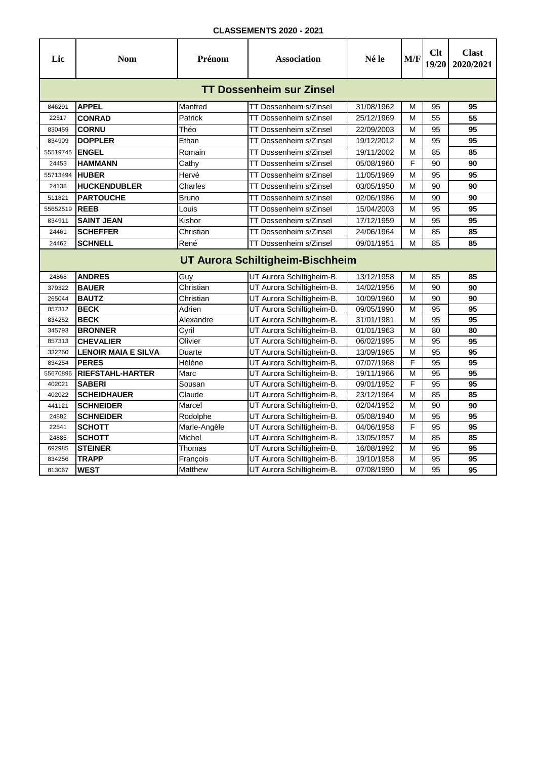**CLASSEMENTS 2020 - 2021**

| Lic | Nom | Prénom | Association | Né le | M/F | Clt 19/20 | Clast 2020/2021 |
|---|---|---|---|---|---|---|---|
| **TT Dossenheim sur Zinsel** | | | | | | | |
| 846291 | **APPEL** | Manfred | TT Dossenheim s/Zinsel | 31/08/1962 | M | 95 | **95** |
| 22517 | **CONRAD** | Patrick | TT Dossenheim s/Zinsel | 25/12/1969 | M | 55 | **55** |
| 830459 | **CORNU** | Théo | TT Dossenheim s/Zinsel | 22/09/2003 | M | 95 | **95** |
| 834909 | **DOPPLER** | Ethan | TT Dossenheim s/Zinsel | 19/12/2012 | M | 95 | **95** |
| 55519745 | **ENGEL** | Romain | TT Dossenheim s/Zinsel | 19/11/2002 | M | 85 | **85** |
| 24453 | **HAMMANN** | Cathy | TT Dossenheim s/Zinsel | 05/08/1960 | F | 90 | **90** |
| 55713494 | **HUBER** | Hervé | TT Dossenheim s/Zinsel | 11/05/1969 | M | 95 | **95** |
| 24138 | **HUCKENDUBLER** | Charles | TT Dossenheim s/Zinsel | 03/05/1950 | M | 90 | **90** |
| 511821 | **PARTOUCHE** | Bruno | TT Dossenheim s/Zinsel | 02/06/1986 | M | 90 | **90** |
| 55652519 | **REEB** | Louis | TT Dossenheim s/Zinsel | 15/04/2003 | M | 95 | **95** |
| 834911 | **SAINT JEAN** | Kishor | TT Dossenheim s/Zinsel | 17/12/1959 | M | 95 | **95** |
| 24461 | **SCHEFFER** | Christian | TT Dossenheim s/Zinsel | 24/06/1964 | M | 85 | **85** |
| 24462 | **SCHNELL** | René | TT Dossenheim s/Zinsel | 09/01/1951 | M | 85 | **85** |
| **UT Aurora Schiltigheim-Bischheim** | | | | | | | |
| 24868 | **ANDRES** | Guy | UT Aurora Schiltigheim-B. | 13/12/1958 | M | 85 | **85** |
| 379322 | **BAUER** | Christian | UT Aurora Schiltigheim-B. | 14/02/1956 | M | 90 | **90** |
| 265044 | **BAUTZ** | Christian | UT Aurora Schiltigheim-B. | 10/09/1960 | M | 90 | **90** |
| 857312 | **BECK** | Adrien | UT Aurora Schiltigheim-B. | 09/05/1990 | M | 95 | **95** |
| 834252 | **BECK** | Alexandre | UT Aurora Schiltigheim-B. | 31/01/1981 | M | 95 | **95** |
| 345793 | **BRONNER** | Cyril | UT Aurora Schiltigheim-B. | 01/01/1963 | M | 80 | **80** |
| 857313 | **CHEVALIER** | Olivier | UT Aurora Schiltigheim-B. | 06/02/1995 | M | 95 | **95** |
| 332260 | **LENOIR MAIA E SILVA** | Duarte | UT Aurora Schiltigheim-B. | 13/09/1965 | M | 95 | **95** |
| 834254 | **PERES** | Hélène | UT Aurora Schiltigheim-B. | 07/07/1968 | F | 95 | **95** |
| 55670896 | **RIEFSTAHL-HARTER** | Marc | UT Aurora Schiltigheim-B. | 19/11/1966 | M | 95 | **95** |
| 402021 | **SABERI** | Sousan | UT Aurora Schiltigheim-B. | 09/01/1952 | F | 95 | **95** |
| 402022 | **SCHEIDHAUER** | Claude | UT Aurora Schiltigheim-B. | 23/12/1964 | M | 85 | **85** |
| 441121 | **SCHNEIDER** | Marcel | UT Aurora Schiltigheim-B. | 02/04/1952 | M | 90 | **90** |
| 24882 | **SCHNEIDER** | Rodolphe | UT Aurora Schiltigheim-B. | 05/08/1940 | M | 95 | **95** |
| 22541 | **SCHOTT** | Marie-Angèle | UT Aurora Schiltigheim-B. | 04/06/1958 | F | 95 | **95** |
| 24885 | **SCHOTT** | Michel | UT Aurora Schiltigheim-B. | 13/05/1957 | M | 85 | **85** |
| 692985 | **STEINER** | Thomas | UT Aurora Schiltigheim-B. | 16/08/1992 | M | 95 | **95** |
| 834256 | **TRAPP** | François | UT Aurora Schiltigheim-B. | 19/10/1958 | M | 95 | **95** |
| 813067 | **WEST** | Matthew | UT Aurora Schiltigheim-B. | 07/08/1990 | M | 95 | **95** |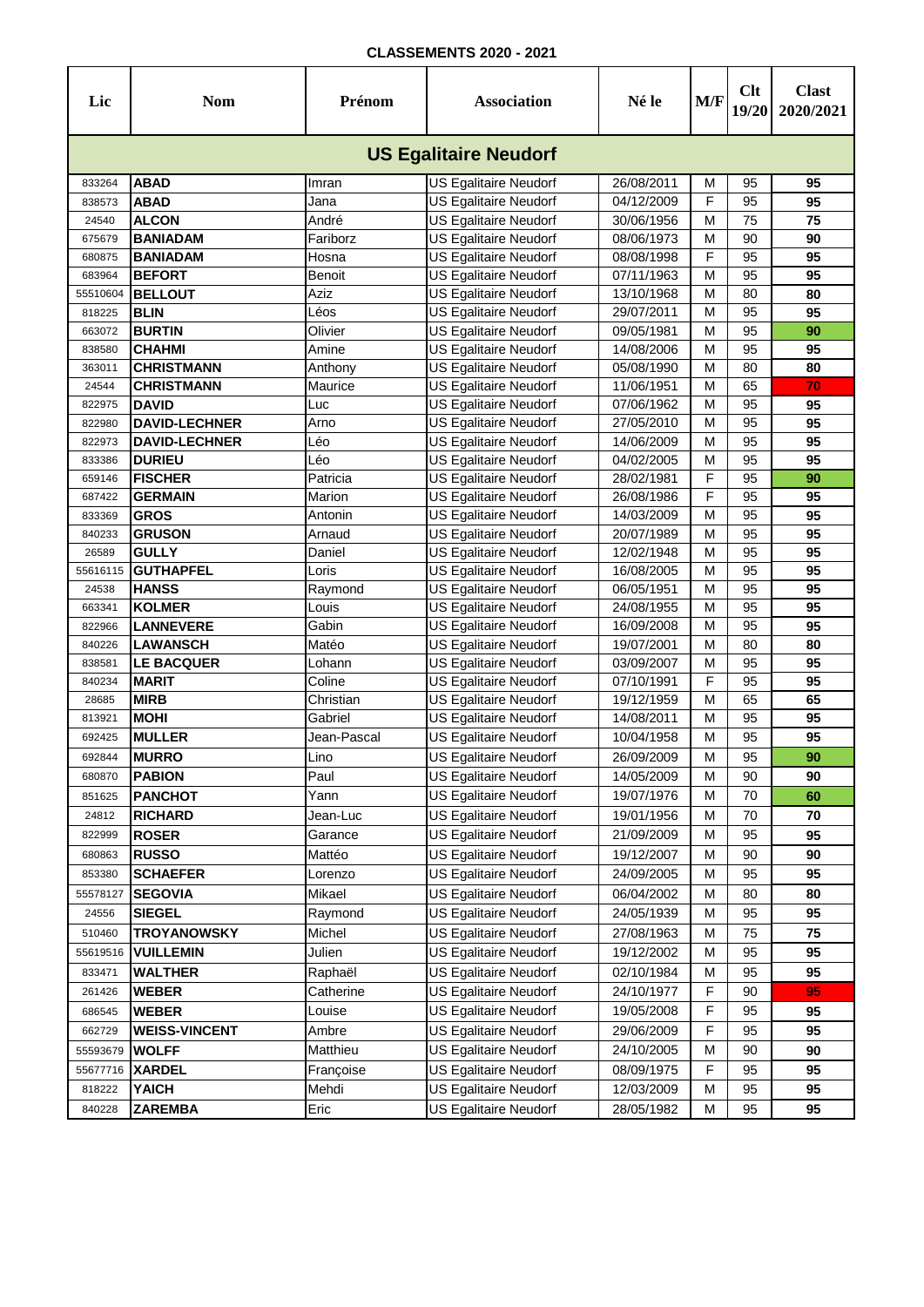**CLASSEMENTS 2020 - 2021**

| Lic | Nom | Prénom | Association | Né le | M/F | Clt 19/20 | Clast 2020/2021 |
|---|---|---|---|---|---|---|---|
| **US Egalitaire Neudorf** | | | | | | | |
| 833264 | **ABAD** | Imran | US Egalitaire Neudorf | 26/08/2011 | M | 95 | **95** |
| 838573 | **ABAD** | Jana | US Egalitaire Neudorf | 04/12/2009 | F | 95 | **95** |
| 24540 | **ALCON** | André | US Egalitaire Neudorf | 30/06/1956 | M | 75 | **75** |
| 675679 | **BANIADAM** | Fariborz | US Egalitaire Neudorf | 08/06/1973 | M | 90 | **90** |
| 680875 | **BANIADAM** | Hosna | US Egalitaire Neudorf | 08/08/1998 | F | 95 | **95** |
| 683964 | **BEFORT** | Benoit | US Egalitaire Neudorf | 07/11/1963 | M | 95 | **95** |
| 55510604 | **BELLOUT** | Aziz | US Egalitaire Neudorf | 13/10/1968 | M | 80 | **80** |
| 818225 | **BLIN** | Léos | US Egalitaire Neudorf | 29/07/2011 | M | 95 | **95** |
| 663072 | **BURTIN** | Olivier | US Egalitaire Neudorf | 09/05/1981 | M | 95 | **90** |
| 838580 | **CHAHMI** | Amine | US Egalitaire Neudorf | 14/08/2006 | M | 95 | **95** |
| 363011 | **CHRISTMANN** | Anthony | US Egalitaire Neudorf | 05/08/1990 | M | 80 | **80** |
| 24544 | **CHRISTMANN** | Maurice | US Egalitaire Neudorf | 11/06/1951 | M | 65 | **70** |
| 822975 | **DAVID** | Luc | US Egalitaire Neudorf | 07/06/1962 | M | 95 | **95** |
| 822980 | **DAVID-LECHNER** | Arno | US Egalitaire Neudorf | 27/05/2010 | M | 95 | **95** |
| 822973 | **DAVID-LECHNER** | Léo | US Egalitaire Neudorf | 14/06/2009 | M | 95 | **95** |
| 833386 | **DURIEU** | Léo | US Egalitaire Neudorf | 04/02/2005 | M | 95 | **95** |
| 659146 | **FISCHER** | Patricia | US Egalitaire Neudorf | 28/02/1981 | F | 95 | **90** |
| 687422 | **GERMAIN** | Marion | US Egalitaire Neudorf | 26/08/1986 | F | 95 | **95** |
| 833369 | **GROS** | Antonin | US Egalitaire Neudorf | 14/03/2009 | M | 95 | **95** |
| 840233 | **GRUSON** | Arnaud | US Egalitaire Neudorf | 20/07/1989 | M | 95 | **95** |
| 26589 | **GULLY** | Daniel | US Egalitaire Neudorf | 12/02/1948 | M | 95 | **95** |
| 55616115 | **GUTHAPFEL** | Loris | US Egalitaire Neudorf | 16/08/2005 | M | 95 | **95** |
| 24538 | **HANSS** | Raymond | US Egalitaire Neudorf | 06/05/1951 | M | 95 | **95** |
| 663341 | **KOLMER** | Louis | US Egalitaire Neudorf | 24/08/1955 | M | 95 | **95** |
| 822966 | **LANNEVERE** | Gabin | US Egalitaire Neudorf | 16/09/2008 | M | 95 | **95** |
| 840226 | **LAWANSCH** | Matéo | US Egalitaire Neudorf | 19/07/2001 | M | 80 | **80** |
| 838581 | **LE BACQUER** | Lohann | US Egalitaire Neudorf | 03/09/2007 | M | 95 | **95** |
| 840234 | **MARIT** | Coline | US Egalitaire Neudorf | 07/10/1991 | F | 95 | **95** |
| 28685 | **MIRB** | Christian | US Egalitaire Neudorf | 19/12/1959 | M | 65 | **65** |
| 813921 | **MOHI** | Gabriel | US Egalitaire Neudorf | 14/08/2011 | M | 95 | **95** |
| 692425 | **MULLER** | Jean-Pascal | US Egalitaire Neudorf | 10/04/1958 | M | 95 | **95** |
| 692844 | **MURRO** | Lino | US Egalitaire Neudorf | 26/09/2009 | M | 95 | **90** |
| 680870 | **PABION** | Paul | US Egalitaire Neudorf | 14/05/2009 | M | 90 | **90** |
| 851625 | **PANCHOT** | Yann | US Egalitaire Neudorf | 19/07/1976 | M | 70 | **60** |
| 24812 | **RICHARD** | Jean-Luc | US Egalitaire Neudorf | 19/01/1956 | M | 70 | **70** |
| 822999 | **ROSER** | Garance | US Egalitaire Neudorf | 21/09/2009 | M | 95 | **95** |
| 680863 | **RUSSO** | Mattéo | US Egalitaire Neudorf | 19/12/2007 | M | 90 | **90** |
| 853380 | **SCHAEFER** | Lorenzo | US Egalitaire Neudorf | 24/09/2005 | M | 95 | **95** |
| 55578127 | **SEGOVIA** | Mikael | US Egalitaire Neudorf | 06/04/2002 | M | 80 | **80** |
| 24556 | **SIEGEL** | Raymond | US Egalitaire Neudorf | 24/05/1939 | M | 95 | **95** |
| 510460 | **TROYANOWSKY** | Michel | US Egalitaire Neudorf | 27/08/1963 | M | 75 | **75** |
| 55619516 | **VUILLEMIN** | Julien | US Egalitaire Neudorf | 19/12/2002 | M | 95 | **95** |
| 833471 | **WALTHER** | Raphaël | US Egalitaire Neudorf | 02/10/1984 | M | 95 | **95** |
| 261426 | **WEBER** | Catherine | US Egalitaire Neudorf | 24/10/1977 | F | 90 | **95** |
| 686545 | **WEBER** | Louise | US Egalitaire Neudorf | 19/05/2008 | F | 95 | **95** |
| 662729 | **WEISS-VINCENT** | Ambre | US Egalitaire Neudorf | 29/06/2009 | F | 95 | **95** |
| 55593679 | **WOLFF** | Matthieu | US Egalitaire Neudorf | 24/10/2005 | M | 90 | **90** |
| 55677716 | **XARDEL** | Françoise | US Egalitaire Neudorf | 08/09/1975 | F | 95 | **95** |
| 818222 | **YAICH** | Mehdi | US Egalitaire Neudorf | 12/03/2009 | M | 95 | **95** |
| 840228 | **ZAREMBA** | Eric | US Egalitaire Neudorf | 28/05/1982 | M | 95 | **95** |